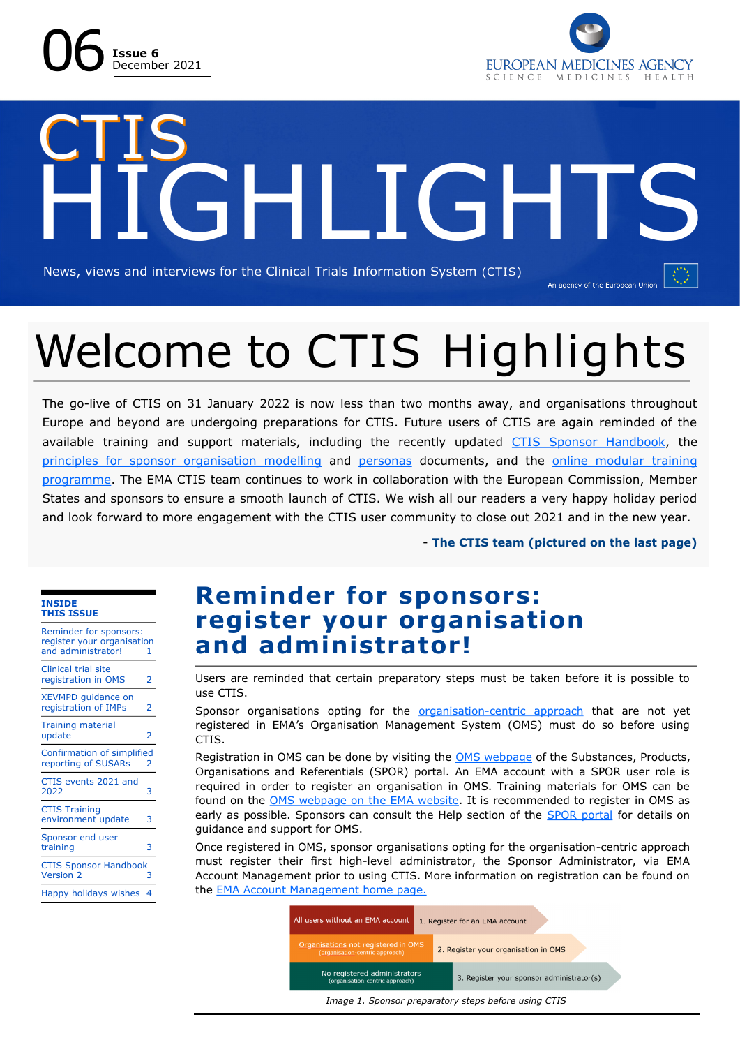06 **Issue 6** December 2021

EUROPEAN MEDICINES AGENCY
SCIENCE MEDICINES HEALTH

# CTIS HIGHLIGHTS

News, views and interviews for the Clinical Trials Information System (CTIS)

An agency of the European Union

# Welcome to CTIS Highlights

The go-live of CTIS on 31 January 2022 is now less than two months away, and organisations throughout Europe and beyond are undergoing preparations for CTIS. Future users of CTIS are again reminded of the available training and support materials, including the recently updated CTIS Sponsor Handbook, the principles for sponsor organisation modelling and personas documents, and the online modular training programme. The EMA CTIS team continues to work in collaboration with the European Commission, Member States and sponsors to ensure a smooth launch of CTIS. We wish all our readers a very happy holiday period and look forward to more engagement with the CTIS user community to close out 2021 and in the new year.

**- The CTIS team (pictured on the last page)**

**INSIDE THIS ISSUE**

| | |
|---|---|
| Reminder for sponsors: register your organisation and administrator! | 1 |
| Clinical trial site registration in OMS | 2 |
| XEVMPD guidance on registration of IMPs | 2 |
| Training material update | 2 |
| Confirmation of simplified reporting of SUSARs | 2 |
| CTIS events 2021 and 2022 | 3 |
| CTIS Training environment update | 3 |
| Sponsor end user training | 3 |
| CTIS Sponsor Handbook Version 2 | 3 |
| Happy holidays wishes | 4 |

## Reminder for sponsors: register your organisation and administrator!

Users are reminded that certain preparatory steps must be taken before it is possible to use CTIS.

Sponsor organisations opting for the organisation-centric approach that are not yet registered in EMA's Organisation Management System (OMS) must do so before using CTIS.

Registration in OMS can be done by visiting the OMS webpage of the Substances, Products, Organisations and Referentials (SPOR) portal. An EMA account with a SPOR user role is required in order to register an organisation in OMS. Training materials for OMS can be found on the OMS webpage on the EMA website. It is recommended to register in OMS as early as possible. Sponsors can consult the Help section of the SPOR portal for details on guidance and support for OMS.

Once registered in OMS, sponsor organisations opting for the organisation-centric approach must register their first high-level administrator, the Sponsor Administrator, via EMA Account Management prior to using CTIS. More information on registration can be found on the EMA Account Management home page.

| | |
|---|---|
| All users without an EMA account | 1. Register for an EMA account |
| Organisations not registered in OMS (organisation-centric approach) | 2. Register your organisation in OMS |
| No registered administrators (organisation-centric approach) | 3. Register your sponsor administrator(s) |

*Image 1. Sponsor preparatory steps before using CTIS*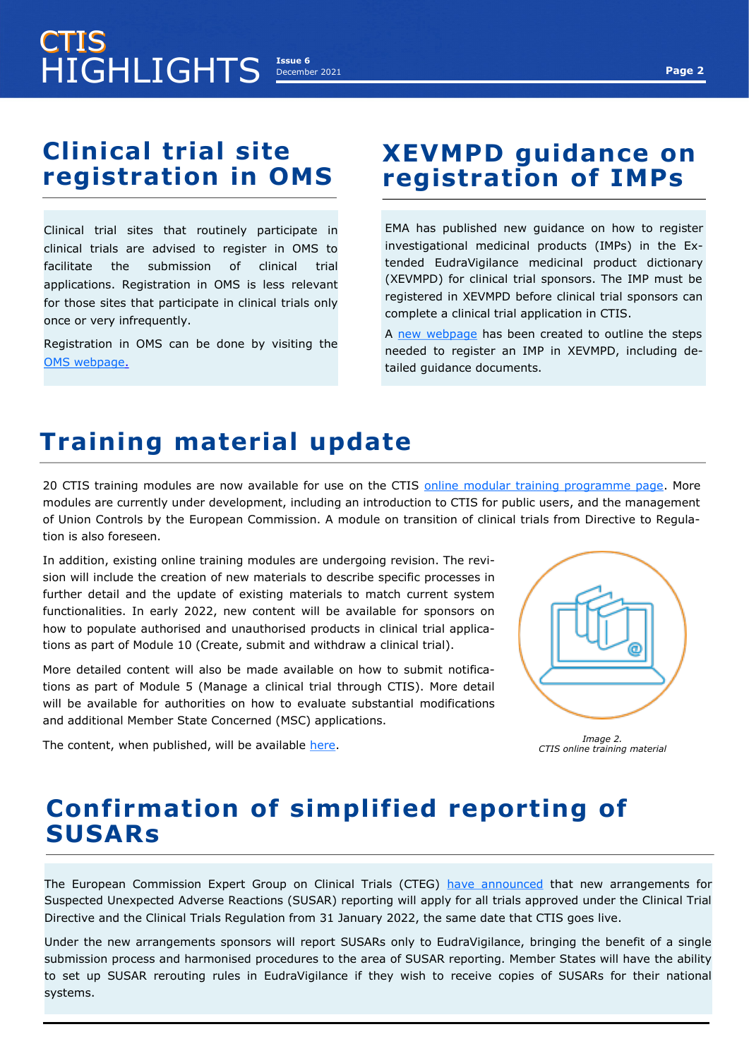## Clinical trial site registration in OMS

Clinical trial sites that routinely participate in clinical trials are advised to register in OMS to facilitate the submission of clinical trial applications. Registration in OMS is less relevant for those sites that participate in clinical trials only once or very infrequently.

Registration in OMS can be done by visiting the OMS webpage.

## XEVMPD guidance on registration of IMPs

EMA has published new guidance on how to register investigational medicinal products (IMPs) in the Extended EudraVigilance medicinal product dictionary (XEVMPD) for clinical trial sponsors. The IMP must be registered in XEVMPD before clinical trial sponsors can complete a clinical trial application in CTIS.

A new webpage has been created to outline the steps needed to register an IMP in XEVMPD, including detailed guidance documents.

## Training material update

20 CTIS training modules are now available for use on the CTIS online modular training programme page. More modules are currently under development, including an introduction to CTIS for public users, and the management of Union Controls by the European Commission. A module on transition of clinical trials from Directive to Regulation is also foreseen.

In addition, existing online training modules are undergoing revision. The revision will include the creation of new materials to describe specific processes in further detail and the update of existing materials to match current system functionalities. In early 2022, new content will be available for sponsors on how to populate authorised and unauthorised products in clinical trial applications as part of Module 10 (Create, submit and withdraw a clinical trial).

More detailed content will also be made available on how to submit notifications as part of Module 5 (Manage a clinical trial through CTIS). More detail will be available for authorities on how to evaluate substantial modifications and additional Member State Concerned (MSC) applications.

The content, when published, will be available here.

*Image 2.*
*CTIS online training material*

## Confirmation of simplified reporting of SUSARs

The European Commission Expert Group on Clinical Trials (CTEG) have announced that new arrangements for Suspected Unexpected Adverse Reactions (SUSAR) reporting will apply for all trials approved under the Clinical Trial Directive and the Clinical Trials Regulation from 31 January 2022, the same date that CTIS goes live.

Under the new arrangements sponsors will report SUSARs only to EudraVigilance, bringing the benefit of a single submission process and harmonised procedures to the area of SUSAR reporting. Member States will have the ability to set up SUSAR rerouting rules in EudraVigilance if they wish to receive copies of SUSARs for their national systems.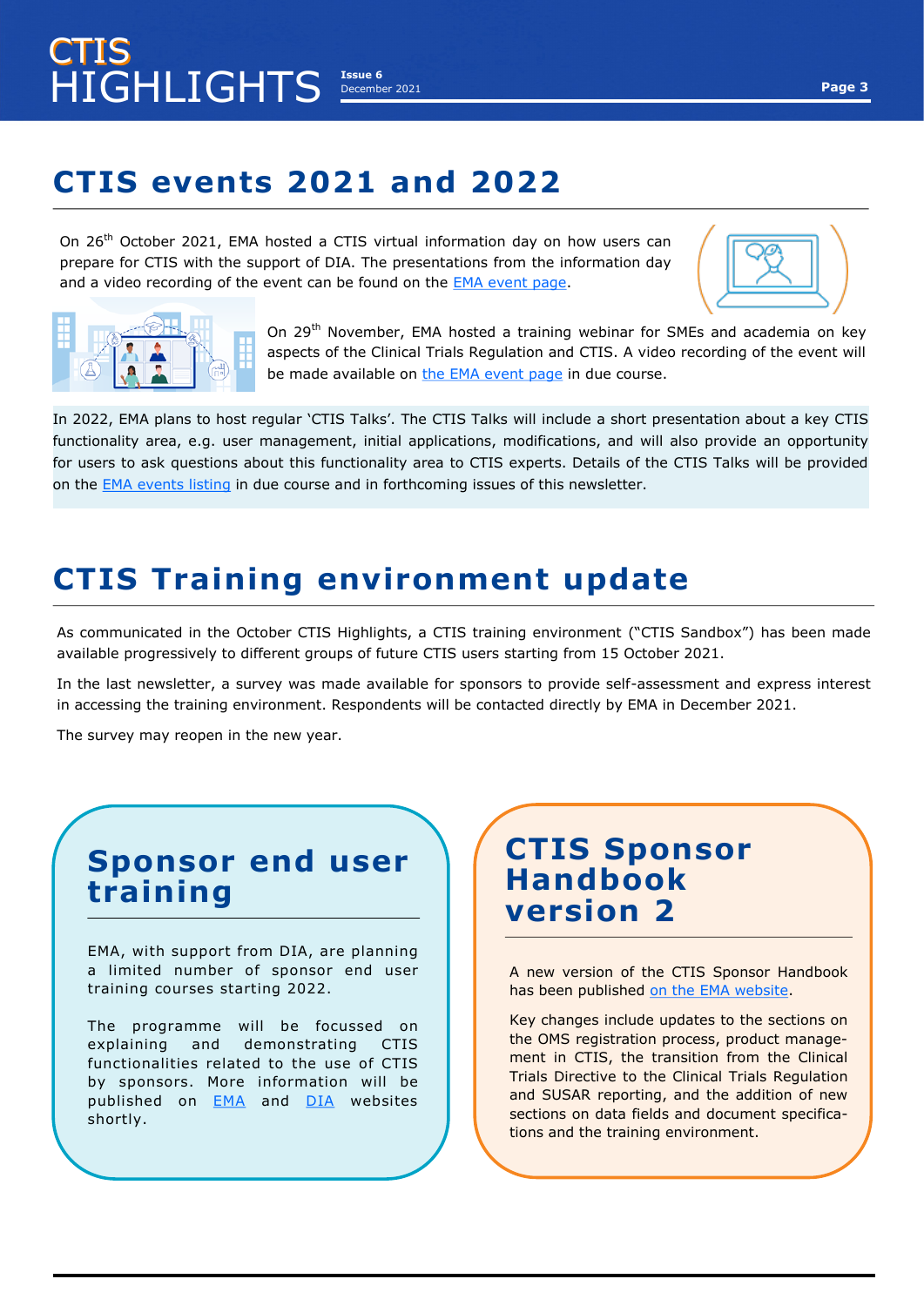# CTIS events 2021 and 2022

On 26th October 2021, EMA hosted a CTIS virtual information day on how users can prepare for CTIS with the support of DIA. The presentations from the information day and a video recording of the event can be found on the EMA event page.

On 29th November, EMA hosted a training webinar for SMEs and academia on key aspects of the Clinical Trials Regulation and CTIS. A video recording of the event will be made available on the EMA event page in due course.

In 2022, EMA plans to host regular 'CTIS Talks'. The CTIS Talks will include a short presentation about a key CTIS functionality area, e.g. user management, initial applications, modifications, and will also provide an opportunity for users to ask questions about this functionality area to CTIS experts. Details of the CTIS Talks will be provided on the EMA events listing in due course and in forthcoming issues of this newsletter.

# CTIS Training environment update

As communicated in the October CTIS Highlights, a CTIS training environment ("CTIS Sandbox") has been made available progressively to different groups of future CTIS users starting from 15 October 2021.

In the last newsletter, a survey was made available for sponsors to provide self-assessment and express interest in accessing the training environment. Respondents will be contacted directly by EMA in December 2021.

The survey may reopen in the new year.

## Sponsor end user training

EMA, with support from DIA, are planning a limited number of sponsor end user training courses starting 2022.

The programme will be focussed on explaining and demonstrating CTIS functionalities related to the use of CTIS by sponsors. More information will be published on EMA and DIA websites shortly.

## CTIS Sponsor Handbook version 2

A new version of the CTIS Sponsor Handbook has been published on the EMA website.

Key changes include updates to the sections on the OMS registration process, product management in CTIS, the transition from the Clinical Trials Directive to the Clinical Trials Regulation and SUSAR reporting, and the addition of new sections on data fields and document specifications and the training environment.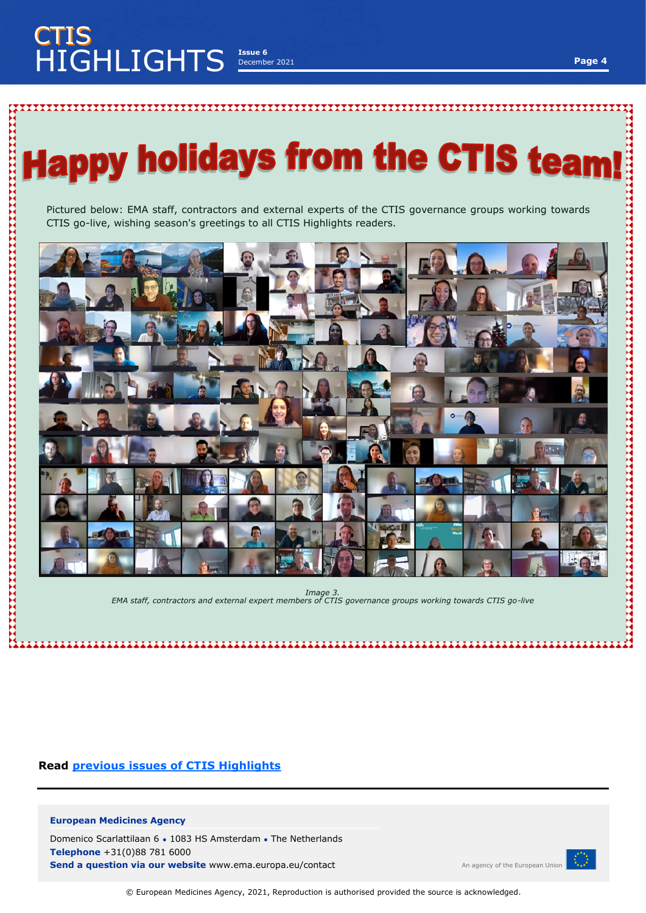# Happy holidays from the CTIS team!

Pictured below: EMA staff, contractors and external experts of the CTIS governance groups working towards CTIS go-live, wishing season's greetings to all CTIS Highlights readers.

*Image 3.*
*EMA staff, contractors and external expert members of CTIS governance groups working towards CTIS go-live*

**Read previous issues of CTIS Highlights**

**European Medicines Agency**

Domenico Scarlattilaan 6 • 1083 HS Amsterdam • The Netherlands
**Telephone** +31(0)88 781 6000
**Send a question via our website** www.ema.europa.eu/contact

An agency of the European Union

© European Medicines Agency, 2021, Reproduction is authorised provided the source is acknowledged.